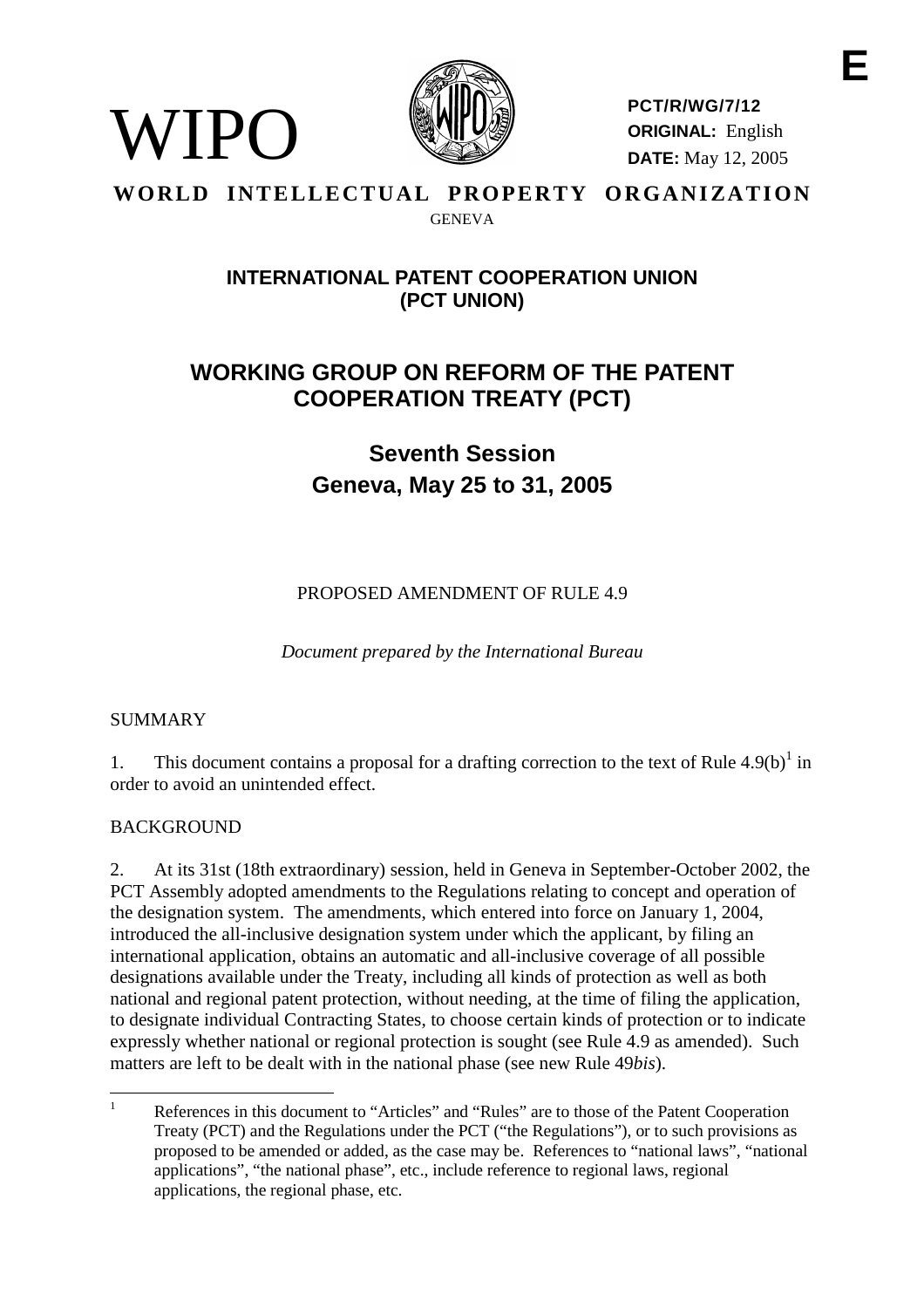WIPO

**PCT/R/WG/7/12**
**ORIGINAL:** English
**DATE:** May 12, 2005

E

**WORLD INTELLECTUAL PROPERTY ORGANIZATION**
GENEVA

## INTERNATIONAL PATENT COOPERATION UNION (PCT UNION)

# WORKING GROUP ON REFORM OF THE PATENT COOPERATION TREATY (PCT)

## Seventh Session
## Geneva, May 25 to 31, 2005

PROPOSED AMENDMENT OF RULE 4.9

*Document prepared by the International Bureau*

SUMMARY

1. This document contains a proposal for a drafting correction to the text of Rule 4.9(b)[1] in order to avoid an unintended effect.

BACKGROUND

2. At its 31st (18th extraordinary) session, held in Geneva in September-October 2002, the PCT Assembly adopted amendments to the Regulations relating to concept and operation of the designation system. The amendments, which entered into force on January 1, 2004, introduced the all-inclusive designation system under which the applicant, by filing an international application, obtains an automatic and all-inclusive coverage of all possible designations available under the Treaty, including all kinds of protection as well as both national and regional patent protection, without needing, at the time of filing the application, to designate individual Contracting States, to choose certain kinds of protection or to indicate expressly whether national or regional protection is sought (see Rule 4.9 as amended). Such matters are left to be dealt with in the national phase (see new Rule 49*bis*).

[1] References in this document to "Articles" and "Rules" are to those of the Patent Cooperation Treaty (PCT) and the Regulations under the PCT ("the Regulations"), or to such provisions as proposed to be amended or added, as the case may be. References to "national laws", "national applications", "the national phase", etc., include reference to regional laws, regional applications, the regional phase, etc.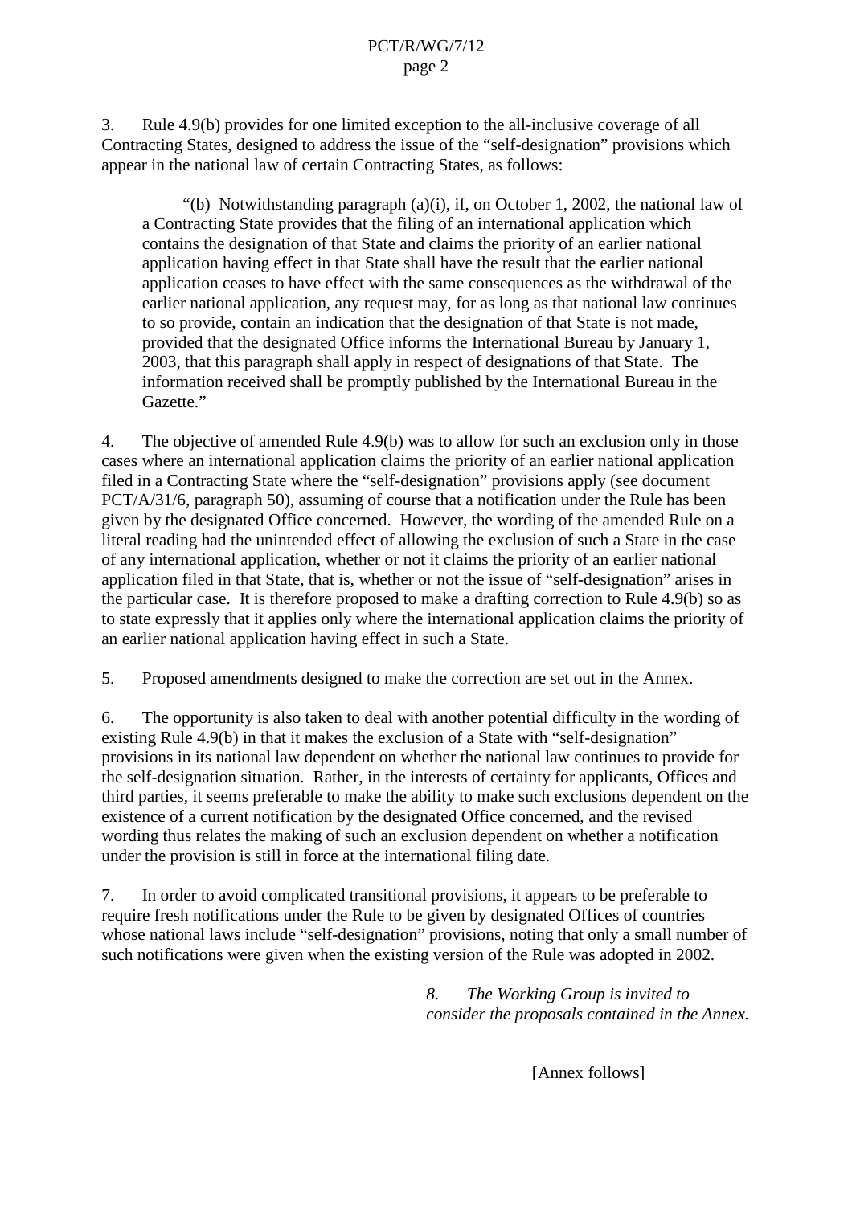3. Rule 4.9(b) provides for one limited exception to the all-inclusive coverage of all Contracting States, designed to address the issue of the "self-designation" provisions which appear in the national law of certain Contracting States, as follows:

> "(b) Notwithstanding paragraph (a)(i), if, on October 1, 2002, the national law of a Contracting State provides that the filing of an international application which contains the designation of that State and claims the priority of an earlier national application having effect in that State shall have the result that the earlier national application ceases to have effect with the same consequences as the withdrawal of the earlier national application, any request may, for as long as that national law continues to so provide, contain an indication that the designation of that State is not made, provided that the designated Office informs the International Bureau by January 1, 2003, that this paragraph shall apply in respect of designations of that State. The information received shall be promptly published by the International Bureau in the Gazette."

4. The objective of amended Rule 4.9(b) was to allow for such an exclusion only in those cases where an international application claims the priority of an earlier national application filed in a Contracting State where the "self-designation" provisions apply (see document PCT/A/31/6, paragraph 50), assuming of course that a notification under the Rule has been given by the designated Office concerned. However, the wording of the amended Rule on a literal reading had the unintended effect of allowing the exclusion of such a State in the case of any international application, whether or not it claims the priority of an earlier national application filed in that State, that is, whether or not the issue of "self-designation" arises in the particular case. It is therefore proposed to make a drafting correction to Rule 4.9(b) so as to state expressly that it applies only where the international application claims the priority of an earlier national application having effect in such a State.

5. Proposed amendments designed to make the correction are set out in the Annex.

6. The opportunity is also taken to deal with another potential difficulty in the wording of existing Rule 4.9(b) in that it makes the exclusion of a State with "self-designation" provisions in its national law dependent on whether the national law continues to provide for the self-designation situation. Rather, in the interests of certainty for applicants, Offices and third parties, it seems preferable to make the ability to make such exclusions dependent on the existence of a current notification by the designated Office concerned, and the revised wording thus relates the making of such an exclusion dependent on whether a notification under the provision is still in force at the international filing date.

7. In order to avoid complicated transitional provisions, it appears to be preferable to require fresh notifications under the Rule to be given by designated Offices of countries whose national laws include "self-designation" provisions, noting that only a small number of such notifications were given when the existing version of the Rule was adopted in 2002.

*8. The Working Group is invited to consider the proposals contained in the Annex.*

[Annex follows]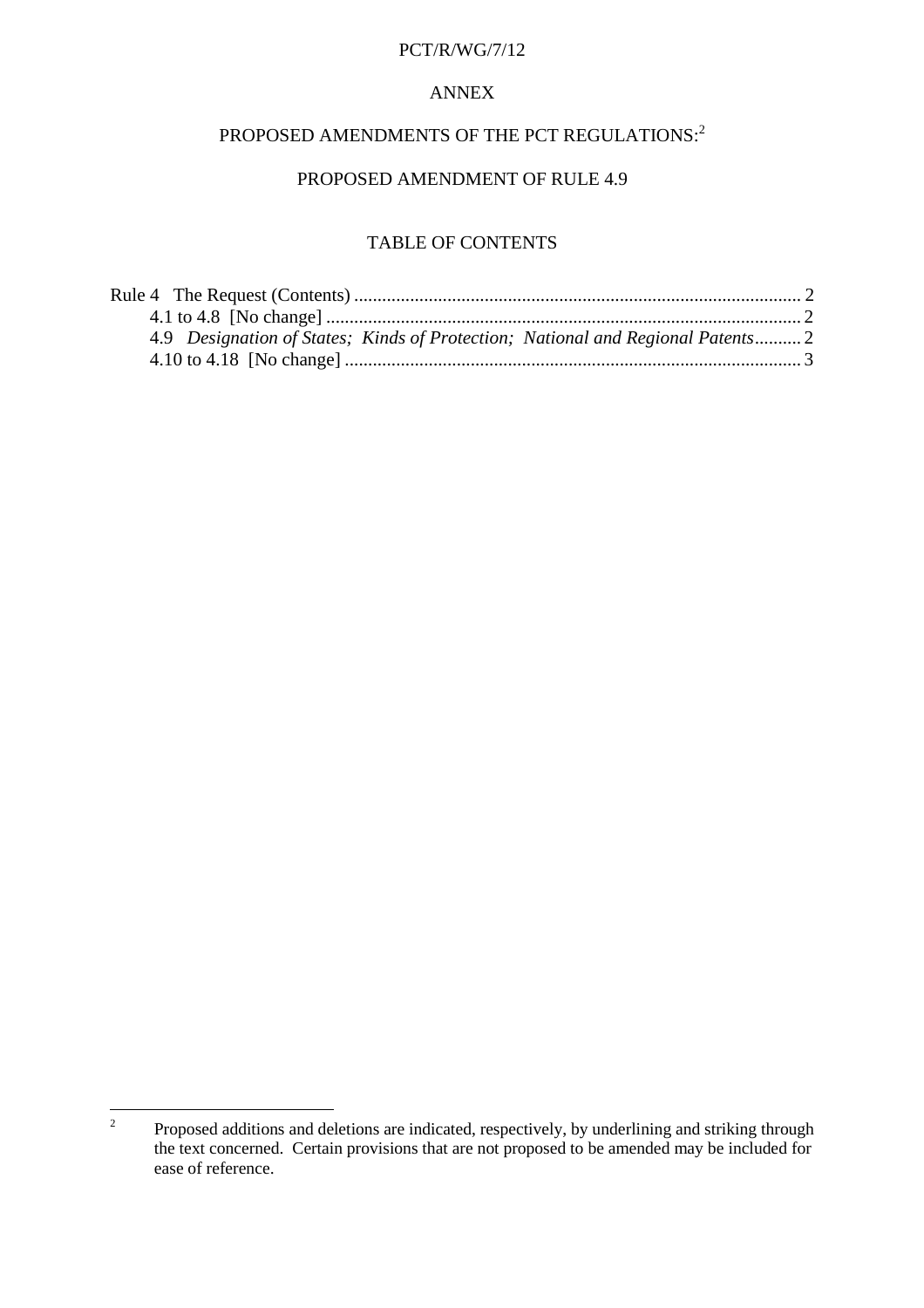ANNEX

# PROPOSED AMENDMENTS OF THE PCT REGULATIONS:[2]

## PROPOSED AMENDMENT OF RULE 4.9

### TABLE OF CONTENTS

Rule 4 The Request (Contents) ............................................................................................... 2
    4.1 to 4.8 [No change] ..................................................................................................... 2
    4.9 *Designation of States; Kinds of Protection; National and Regional Patents* .......... 2
    4.10 to 4.18 [No change] ................................................................................................. 3

---

[2] Proposed additions and deletions are indicated, respectively, by underlining and striking through the text concerned. Certain provisions that are not proposed to be amended may be included for ease of reference.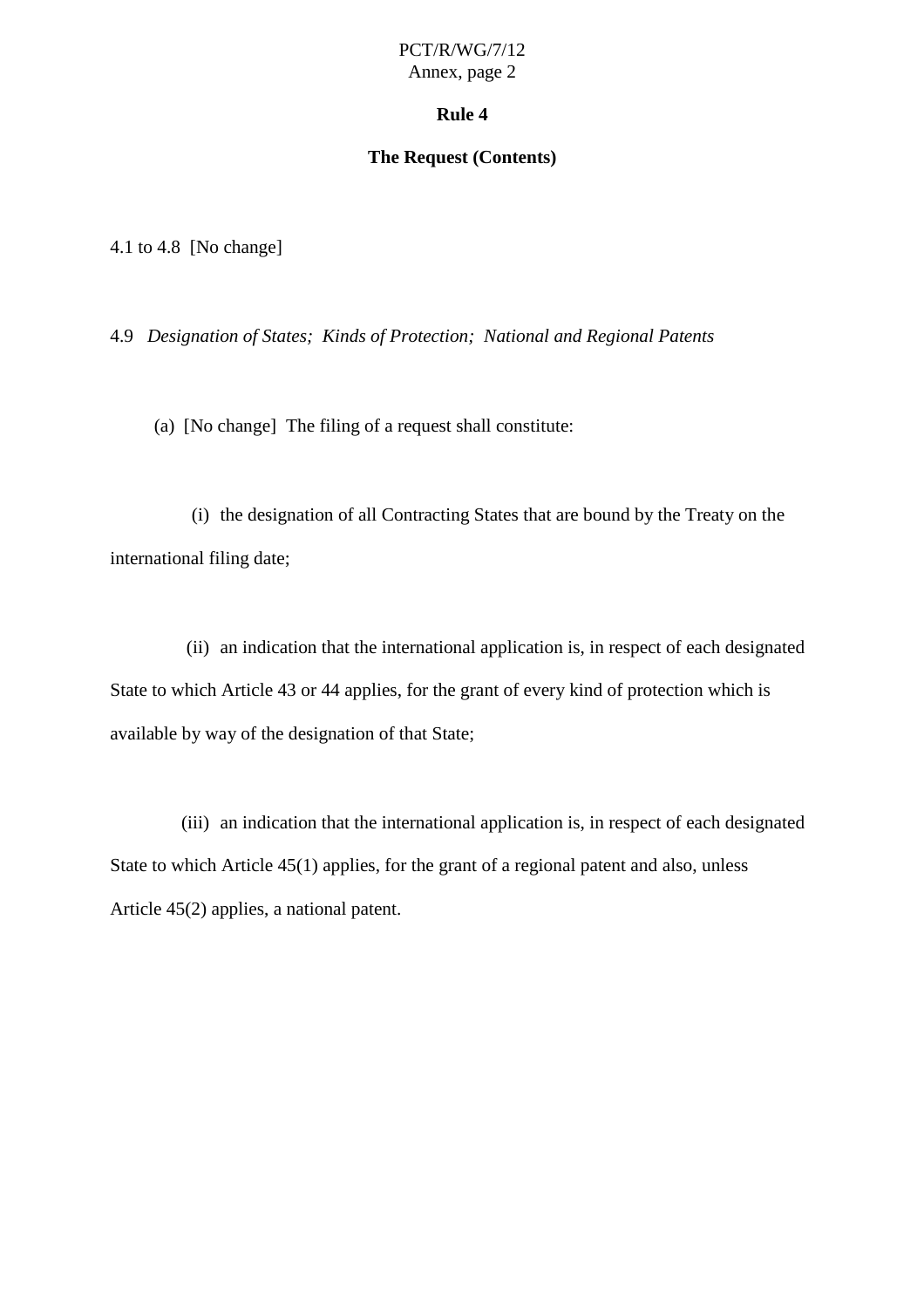# Rule 4

## The Request (Contents)

4.1 to 4.8 [No change]

4.9 *Designation of States; Kinds of Protection; National and Regional Patents*

(a) [No change] The filing of a request shall constitute:

(i) the designation of all Contracting States that are bound by the Treaty on the international filing date;

(ii) an indication that the international application is, in respect of each designated State to which Article 43 or 44 applies, for the grant of every kind of protection which is available by way of the designation of that State;

(iii) an indication that the international application is, in respect of each designated State to which Article 45(1) applies, for the grant of a regional patent and also, unless Article 45(2) applies, a national patent.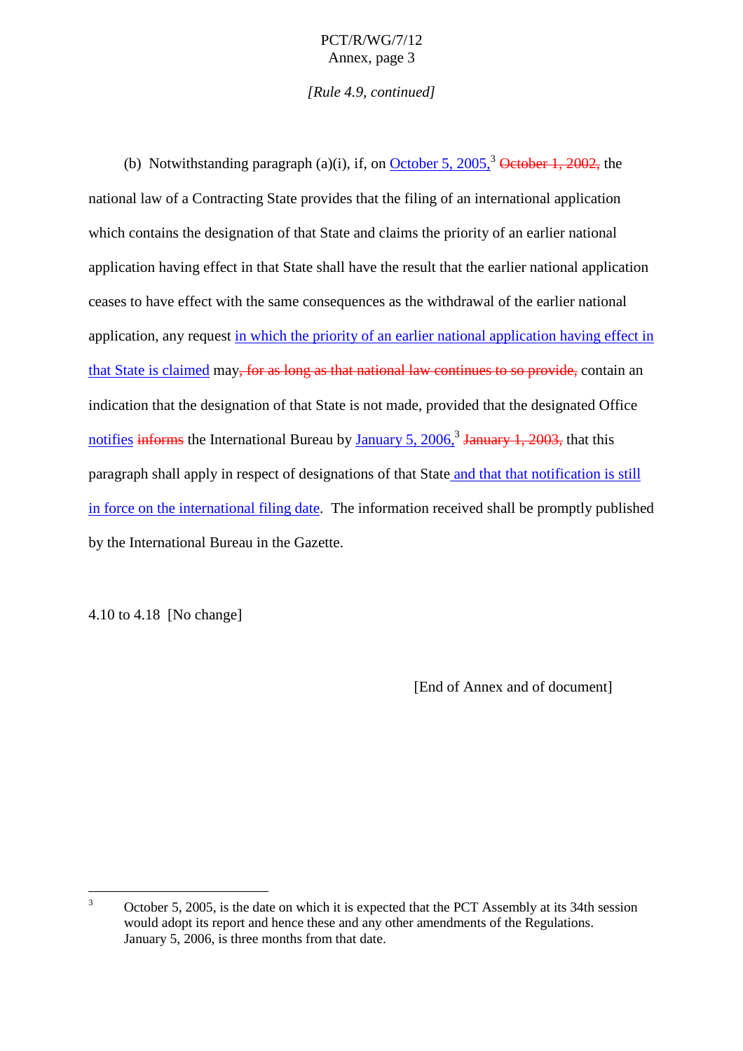*[Rule 4.9, continued]*

(b) Notwithstanding paragraph (a)(i), if, on October 5, 2005,[3] ~~October 1, 2002,~~ the national law of a Contracting State provides that the filing of an international application which contains the designation of that State and claims the priority of an earlier national application having effect in that State shall have the result that the earlier national application ceases to have effect with the same consequences as the withdrawal of the earlier national application, any request in which the priority of an earlier national application having effect in that State is claimed may~~, for as long as that national law continues to so provide,~~ contain an indication that the designation of that State is not made, provided that the designated Office notifies ~~informs~~ the International Bureau by January 5, 2006,[3] ~~January 1, 2003,~~ that this paragraph shall apply in respect of designations of that State and that that notification is still in force on the international filing date. The information received shall be promptly published by the International Bureau in the Gazette.

4.10 to 4.18 [No change]

[End of Annex and of document]

---

[3] October 5, 2005, is the date on which it is expected that the PCT Assembly at its 34th session would adopt its report and hence these and any other amendments of the Regulations. January 5, 2006, is three months from that date.